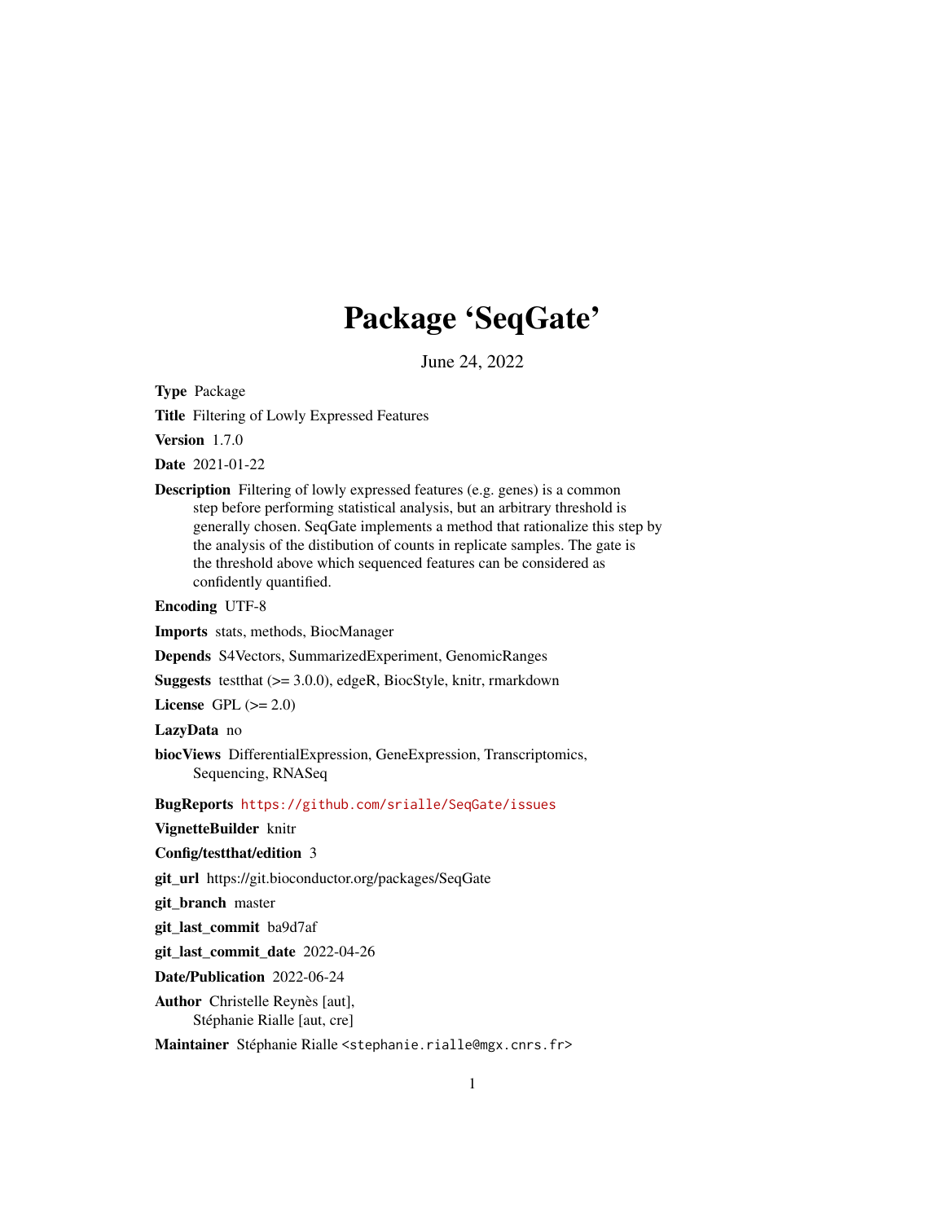# Package 'SeqGate'

June 24, 2022

**Type** Package

**Title** Filtering of Lowly Expressed Features

**Version** 1.7.0

**Date** 2021-01-22

**Description** Filtering of lowly expressed features (e.g. genes) is a common step before performing statistical analysis, but an arbitrary threshold is generally chosen. SeqGate implements a method that rationalize this step by the analysis of the distibution of counts in replicate samples. The gate is the threshold above which sequenced features can be considered as confidently quantified.

**Encoding** UTF-8

**Imports** stats, methods, BiocManager

**Depends** S4Vectors, SummarizedExperiment, GenomicRanges

**Suggests** testthat (>= 3.0.0), edgeR, BiocStyle, knitr, rmarkdown

**License** GPL (>= 2.0)

**LazyData** no

**biocViews** DifferentialExpression, GeneExpression, Transcriptomics, Sequencing, RNASeq

**BugReports** https://github.com/srialle/SeqGate/issues

**VignetteBuilder** knitr

**Config/testthat/edition** 3

**git_url** https://git.bioconductor.org/packages/SeqGate

**git_branch** master

**git_last_commit** ba9d7af

**git_last_commit_date** 2022-04-26

**Date/Publication** 2022-06-24

**Author** Christelle Reynès [aut], Stéphanie Rialle [aut, cre]

**Maintainer** Stéphanie Rialle <stephanie.rialle@mgx.cnrs.fr>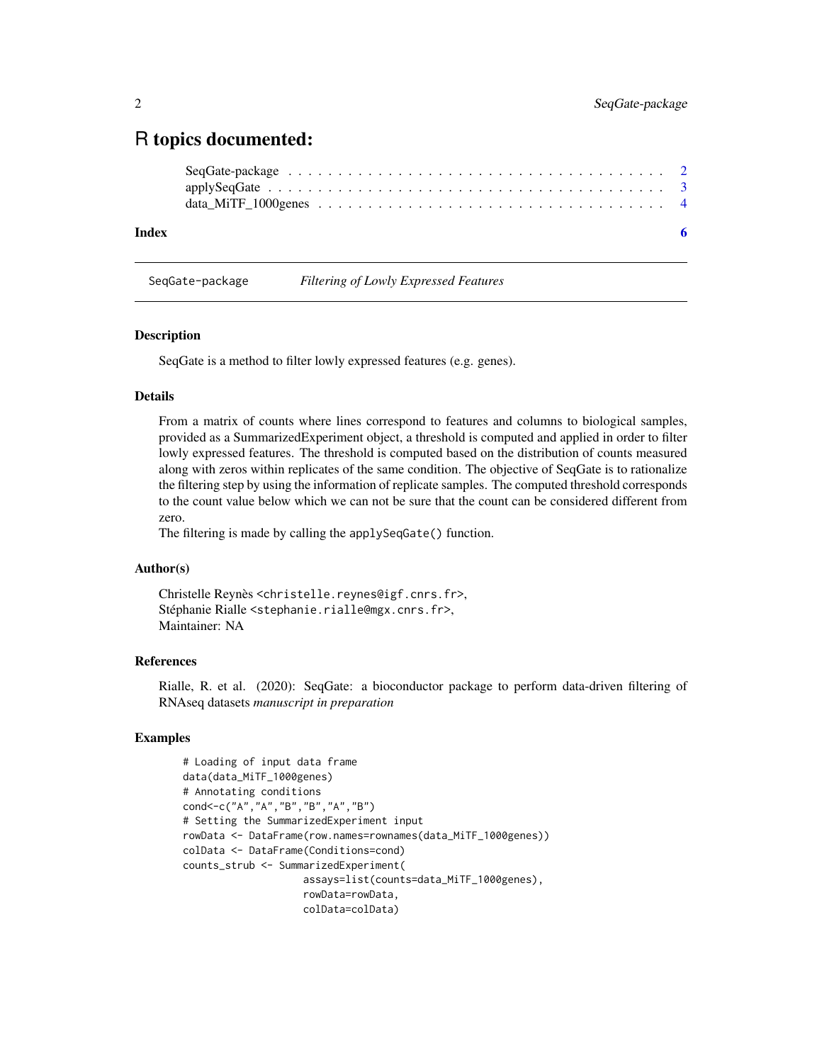# R topics documented:

SeqGate-package . . . . . . . . . . . . . . . . . . . . . . . . . . . . . . . . . . . 2
applySeqGate . . . . . . . . . . . . . . . . . . . . . . . . . . . . . . . . . . . . . 3
data_MiTF_1000genes . . . . . . . . . . . . . . . . . . . . . . . . . . . . . . . . 4

**Index** **6**

---

## SeqGate-package — *Filtering of Lowly Expressed Features*

### Description

SeqGate is a method to filter lowly expressed features (e.g. genes).

### Details

From a matrix of counts where lines correspond to features and columns to biological samples, provided as a SummarizedExperiment object, a threshold is computed and applied in order to filter lowly expressed features. The threshold is computed based on the distribution of counts measured along with zeros within replicates of the same condition. The objective of SeqGate is to rationalize the filtering step by using the information of replicate samples. The computed threshold corresponds to the count value below which we can not be sure that the count can be considered different from zero.
The filtering is made by calling the `applySeqGate()` function.

### Author(s)

Christelle Reynès <christelle.reynes@igf.cnrs.fr>,
Stéphanie Rialle <stephanie.rialle@mgx.cnrs.fr>,
Maintainer: NA

### References

Rialle, R. et al. (2020): SeqGate: a bioconductor package to perform data-driven filtering of RNAseq datasets *manuscript in preparation*

### Examples

```
# Loading of input data frame
data(data_MiTF_1000genes)
# Annotating conditions
cond<-c("A","A","B","B","A","B")
# Setting the SummarizedExperiment input
rowData <- DataFrame(row.names=rownames(data_MiTF_1000genes))
colData <- DataFrame(Conditions=cond)
counts_strub <- SummarizedExperiment(
                    assays=list(counts=data_MiTF_1000genes),
                    rowData=rowData,
                    colData=colData)
```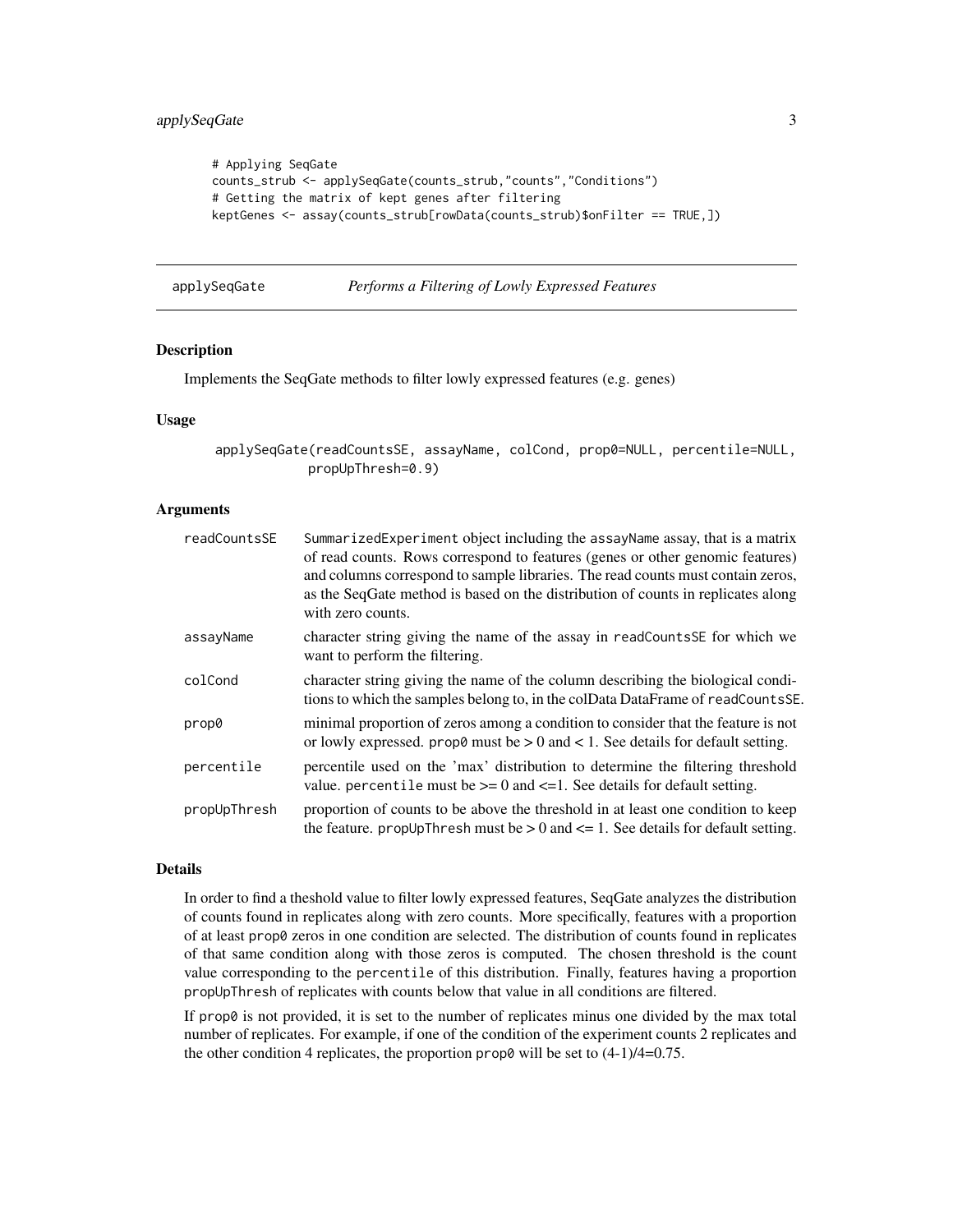```
# Applying SeqGate
counts_strub <- applySeqGate(counts_strub,"counts","Conditions")
# Getting the matrix of kept genes after filtering
keptGenes <- assay(counts_strub[rowData(counts_strub)$onFilter == TRUE,])
```

---

## applySeqGate — *Performs a Filtering of Lowly Expressed Features*

---

### Description

Implements the SeqGate methods to filter lowly expressed features (e.g. genes)

### Usage

```
applySeqGate(readCountsSE, assayName, colCond, prop0=NULL, percentile=NULL,
            propUpThresh=0.9)
```

### Arguments

| | |
|---|---|
| `readCountsSE` | SummarizedExperiment object including the assayName assay, that is a matrix of read counts. Rows correspond to features (genes or other genomic features) and columns correspond to sample libraries. The read counts must contain zeros, as the SeqGate method is based on the distribution of counts in replicates along with zero counts. |
| `assayName` | character string giving the name of the assay in `readCountsSE` for which we want to perform the filtering. |
| `colCond` | character string giving the name of the column describing the biological conditions to which the samples belong to, in the colData DataFrame of `readCountsSE`. |
| `prop0` | minimal proportion of zeros among a condition to consider that the feature is not or lowly expressed. `prop0` must be > 0 and < 1. See details for default setting. |
| `percentile` | percentile used on the 'max' distribution to determine the filtering threshold value. `percentile` must be >= 0 and <=1. See details for default setting. |
| `propUpThresh` | proportion of counts to be above the threshold in at least one condition to keep the feature. `propUpThresh` must be > 0 and <= 1. See details for default setting. |

### Details

In order to find a theshold value to filter lowly expressed features, SeqGate analyzes the distribution of counts found in replicates along with zero counts. More specifically, features with a proportion of at least `prop0` zeros in one condition are selected. The distribution of counts found in replicates of that same condition along with those zeros is computed. The chosen threshold is the count value corresponding to the `percentile` of this distribution. Finally, features having a proportion `propUpThresh` of replicates with counts below that value in all conditions are filtered.

If `prop0` is not provided, it is set to the number of replicates minus one divided by the max total number of replicates. For example, if one of the condition of the experiment counts 2 replicates and the other condition 4 replicates, the proportion `prop0` will be set to (4-1)/4=0.75.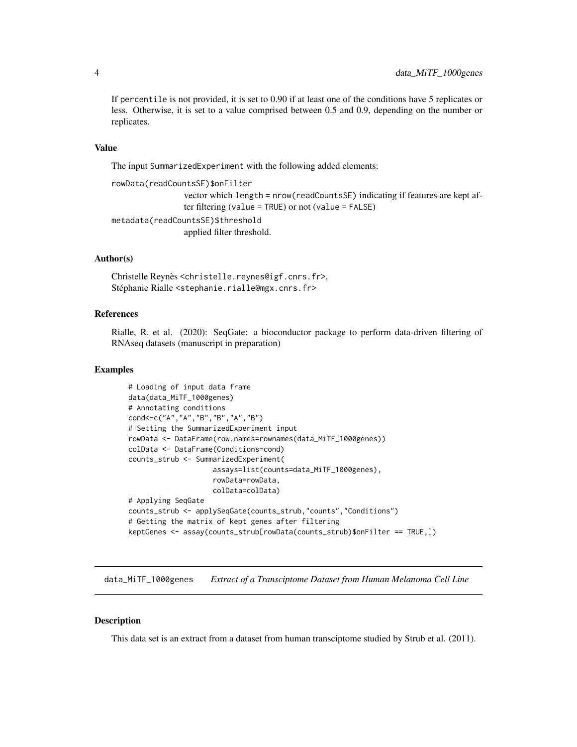If `percentile` is not provided, it is set to 0.90 if at least one of the conditions have 5 replicates or less. Otherwise, it is set to a value comprised between 0.5 and 0.9, depending on the number or replicates.

### Value

The input `SummarizedExperiment` with the following added elements:

`rowData(readCountsSE)$onFilter`
: vector which `length = nrow(readCountsSE)` indicating if features are kept after filtering (`value = TRUE`) or not (`value = FALSE`)

`metadata(readCountsSE)$threshold`
: applied filter threshold.

### Author(s)

Christelle Reynès <christelle.reynes@igf.cnrs.fr>,
Stéphanie Rialle <stephanie.rialle@mgx.cnrs.fr>

### References

Rialle, R. et al. (2020): SeqGate: a bioconductor package to perform data-driven filtering of RNAseq datasets (manuscript in preparation)

### Examples

```
# Loading of input data frame
data(data_MiTF_1000genes)
# Annotating conditions
cond<-c("A","A","B","B","A","B")
# Setting the SummarizedExperiment input
rowData <- DataFrame(row.names=rownames(data_MiTF_1000genes))
colData <- DataFrame(Conditions=cond)
counts_strub <- SummarizedExperiment(
                    assays=list(counts=data_MiTF_1000genes),
                    rowData=rowData,
                    colData=colData)
# Applying SeqGate
counts_strub <- applySeqGate(counts_strub,"counts","Conditions")
# Getting the matrix of kept genes after filtering
keptGenes <- assay(counts_strub[rowData(counts_strub)$onFilter == TRUE,])
```

---

## `data_MiTF_1000genes` *Extract of a Transciptome Dataset from Human Melanoma Cell Line*

---

### Description

This data set is an extract from a dataset from human transciptome studied by Strub et al. (2011).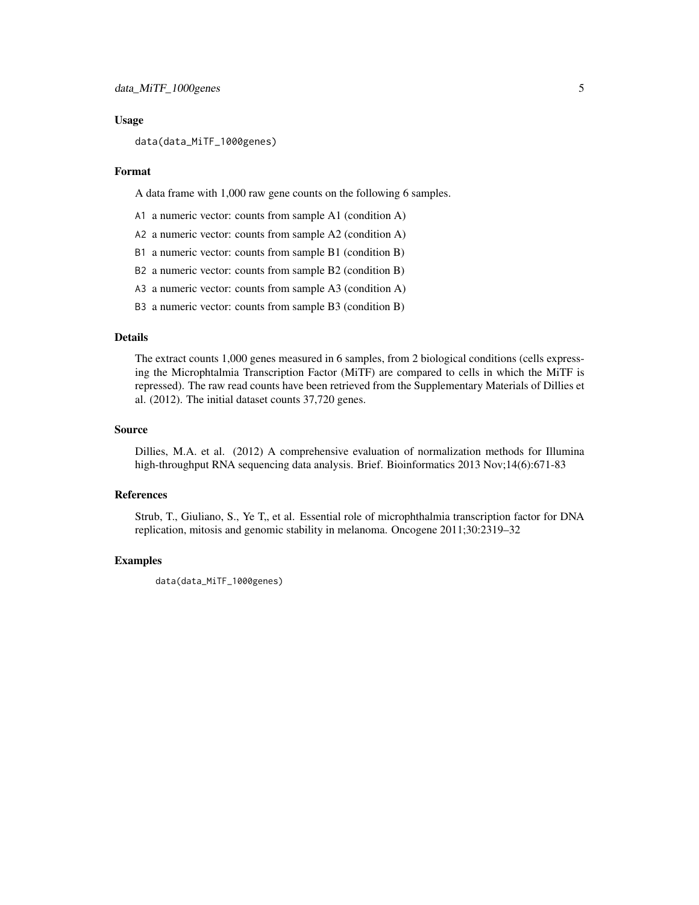### Usage

```
data(data_MiTF_1000genes)
```

### Format

A data frame with 1,000 raw gene counts on the following 6 samples.

- `A1` a numeric vector: counts from sample A1 (condition A)
- `A2` a numeric vector: counts from sample A2 (condition A)
- `B1` a numeric vector: counts from sample B1 (condition B)
- `B2` a numeric vector: counts from sample B2 (condition B)
- `A3` a numeric vector: counts from sample A3 (condition A)
- `B3` a numeric vector: counts from sample B3 (condition B)

### Details

The extract counts 1,000 genes measured in 6 samples, from 2 biological conditions (cells expressing the Microphtalmia Transcription Factor (MiTF) are compared to cells in which the MiTF is repressed). The raw read counts have been retrieved from the Supplementary Materials of Dillies et al. (2012). The initial dataset counts 37,720 genes.

### Source

Dillies, M.A. et al. (2012) A comprehensive evaluation of normalization methods for Illumina high-throughput RNA sequencing data analysis. Brief. Bioinformatics 2013 Nov;14(6):671-83

### References

Strub, T., Giuliano, S., Ye T,, et al. Essential role of microphthalmia transcription factor for DNA replication, mitosis and genomic stability in melanoma. Oncogene 2011;30:2319–32

### Examples

```
data(data_MiTF_1000genes)
```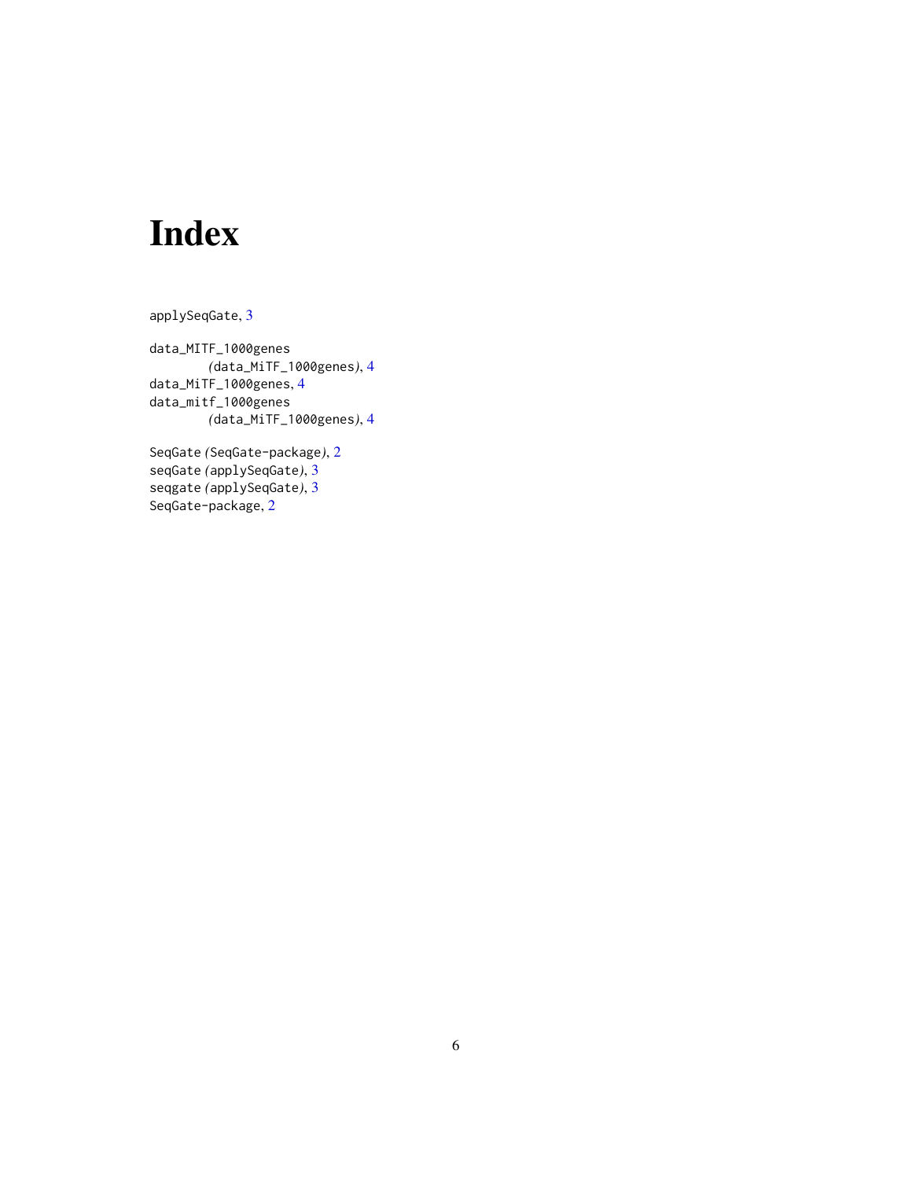# Index

applySeqGate, 3

data_MITF_1000genes
        (data_MiTF_1000genes), 4
data_MiTF_1000genes, 4
data_mitf_1000genes
        (data_MiTF_1000genes), 4

SeqGate (SeqGate-package), 2
seqGate (applySeqGate), 3
seqgate (applySeqGate), 3
SeqGate-package, 2